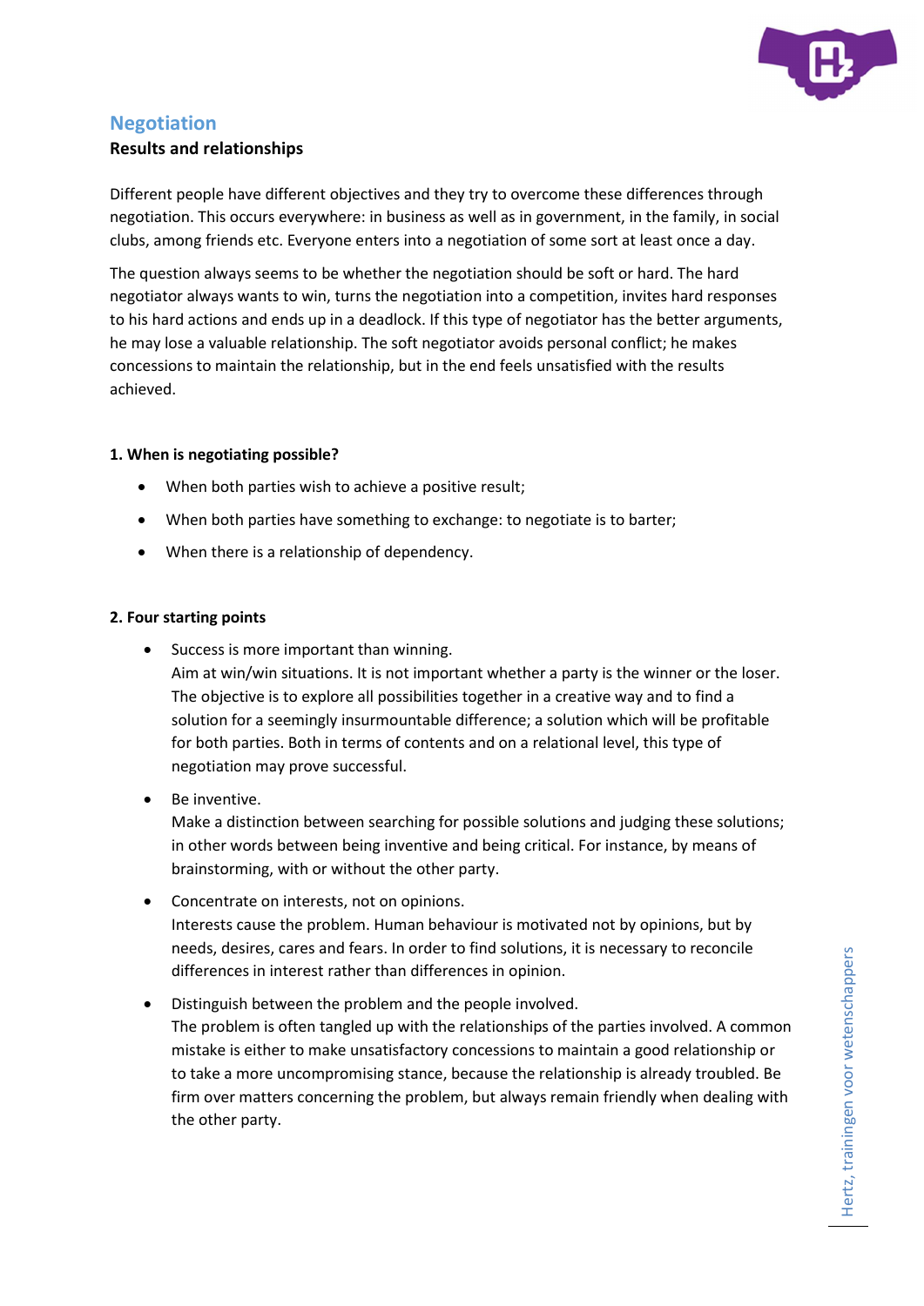# Negotiation

**Results and relationships**

Different people have different objectives and they try to overcome these differences through negotiation. This occurs everywhere: in business as well as in government, in the family, in social clubs, among friends etc. Everyone enters into a negotiation of some sort at least once a day.

The question always seems to be whether the negotiation should be soft or hard. The hard negotiator always wants to win, turns the negotiation into a competition, invites hard responses to his hard actions and ends up in a deadlock. If this type of negotiator has the better arguments, he may lose a valuable relationship. The soft negotiator avoids personal conflict; he makes concessions to maintain the relationship, but in the end feels unsatisfied with the results achieved.

**1. When is negotiating possible?**

- When both parties wish to achieve a positive result;
- When both parties have something to exchange: to negotiate is to barter;
- When there is a relationship of dependency.

**2. Four starting points**

- Success is more important than winning.
  Aim at win/win situations. It is not important whether a party is the winner or the loser. The objective is to explore all possibilities together in a creative way and to find a solution for a seemingly insurmountable difference; a solution which will be profitable for both parties. Both in terms of contents and on a relational level, this type of negotiation may prove successful.
- Be inventive.
  Make a distinction between searching for possible solutions and judging these solutions; in other words between being inventive and being critical. For instance, by means of brainstorming, with or without the other party.
- Concentrate on interests, not on opinions.
  Interests cause the problem. Human behaviour is motivated not by opinions, but by needs, desires, cares and fears. In order to find solutions, it is necessary to reconcile differences in interest rather than differences in opinion.
- Distinguish between the problem and the people involved.
  The problem is often tangled up with the relationships of the parties involved. A common mistake is either to make unsatisfactory concessions to maintain a good relationship or to take a more uncompromising stance, because the relationship is already troubled. Be firm over matters concerning the problem, but always remain friendly when dealing with the other party.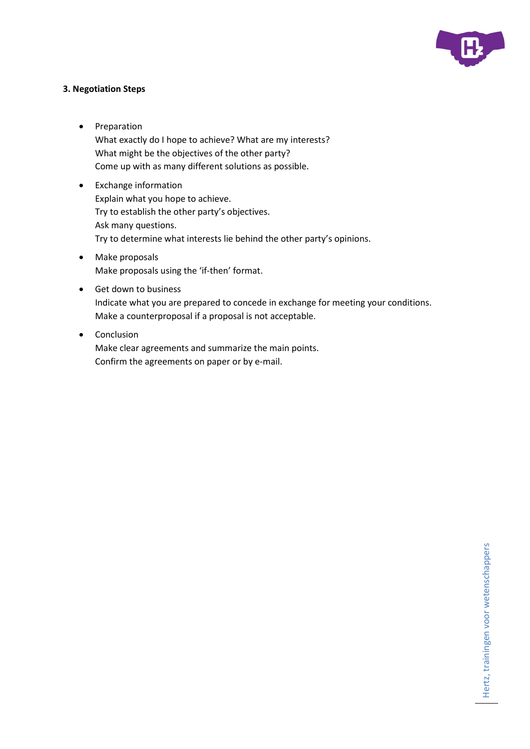### 3. Negotiation Steps

- Preparation
  What exactly do I hope to achieve? What are my interests?
  What might be the objectives of the other party?
  Come up with as many different solutions as possible.
- Exchange information
  Explain what you hope to achieve.
  Try to establish the other party's objectives.
  Ask many questions.
  Try to determine what interests lie behind the other party's opinions.
- Make proposals
  Make proposals using the 'if-then' format.
- Get down to business
  Indicate what you are prepared to concede in exchange for meeting your conditions.
  Make a counterproposal if a proposal is not acceptable.
- Conclusion
  Make clear agreements and summarize the main points.
  Confirm the agreements on paper or by e-mail.